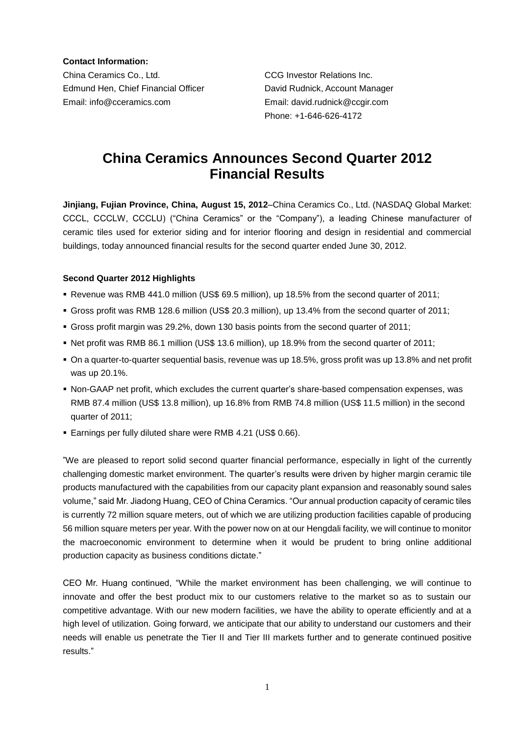**Contact Information:**

China Ceramics Co., Ltd.
Edmund Hen, Chief Financial Officer
Email: info@cceramics.com

CCG Investor Relations Inc.
David Rudnick, Account Manager
Email: david.rudnick@ccgir.com
Phone: +1-646-626-4172

# China Ceramics Announces Second Quarter 2012 Financial Results

**Jinjiang, Fujian Province, China, August 15, 2012**–China Ceramics Co., Ltd. (NASDAQ Global Market: CCCL, CCCLW, CCCLU) ("China Ceramics" or the "Company"), a leading Chinese manufacturer of ceramic tiles used for exterior siding and for interior flooring and design in residential and commercial buildings, today announced financial results for the second quarter ended June 30, 2012.

**Second Quarter 2012 Highlights**

- Revenue was RMB 441.0 million (US$ 69.5 million), up 18.5% from the second quarter of 2011;
- Gross profit was RMB 128.6 million (US$ 20.3 million), up 13.4% from the second quarter of 2011;
- Gross profit margin was 29.2%, down 130 basis points from the second quarter of 2011;
- Net profit was RMB 86.1 million (US$ 13.6 million), up 18.9% from the second quarter of 2011;
- On a quarter-to-quarter sequential basis, revenue was up 18.5%, gross profit was up 13.8% and net profit was up 20.1%.
- Non-GAAP net profit, which excludes the current quarter's share-based compensation expenses, was RMB 87.4 million (US$ 13.8 million), up 16.8% from RMB 74.8 million (US$ 11.5 million) in the second quarter of 2011;
- Earnings per fully diluted share were RMB 4.21 (US$ 0.66).

"We are pleased to report solid second quarter financial performance, especially in light of the currently challenging domestic market environment. The quarter's results were driven by higher margin ceramic tile products manufactured with the capabilities from our capacity plant expansion and reasonably sound sales volume," said Mr. Jiadong Huang, CEO of China Ceramics. "Our annual production capacity of ceramic tiles is currently 72 million square meters, out of which we are utilizing production facilities capable of producing 56 million square meters per year. With the power now on at our Hengdali facility, we will continue to monitor the macroeconomic environment to determine when it would be prudent to bring online additional production capacity as business conditions dictate."

CEO Mr. Huang continued, "While the market environment has been challenging, we will continue to innovate and offer the best product mix to our customers relative to the market so as to sustain our competitive advantage. With our new modern facilities, we have the ability to operate efficiently and at a high level of utilization. Going forward, we anticipate that our ability to understand our customers and their needs will enable us penetrate the Tier II and Tier III markets further and to generate continued positive results."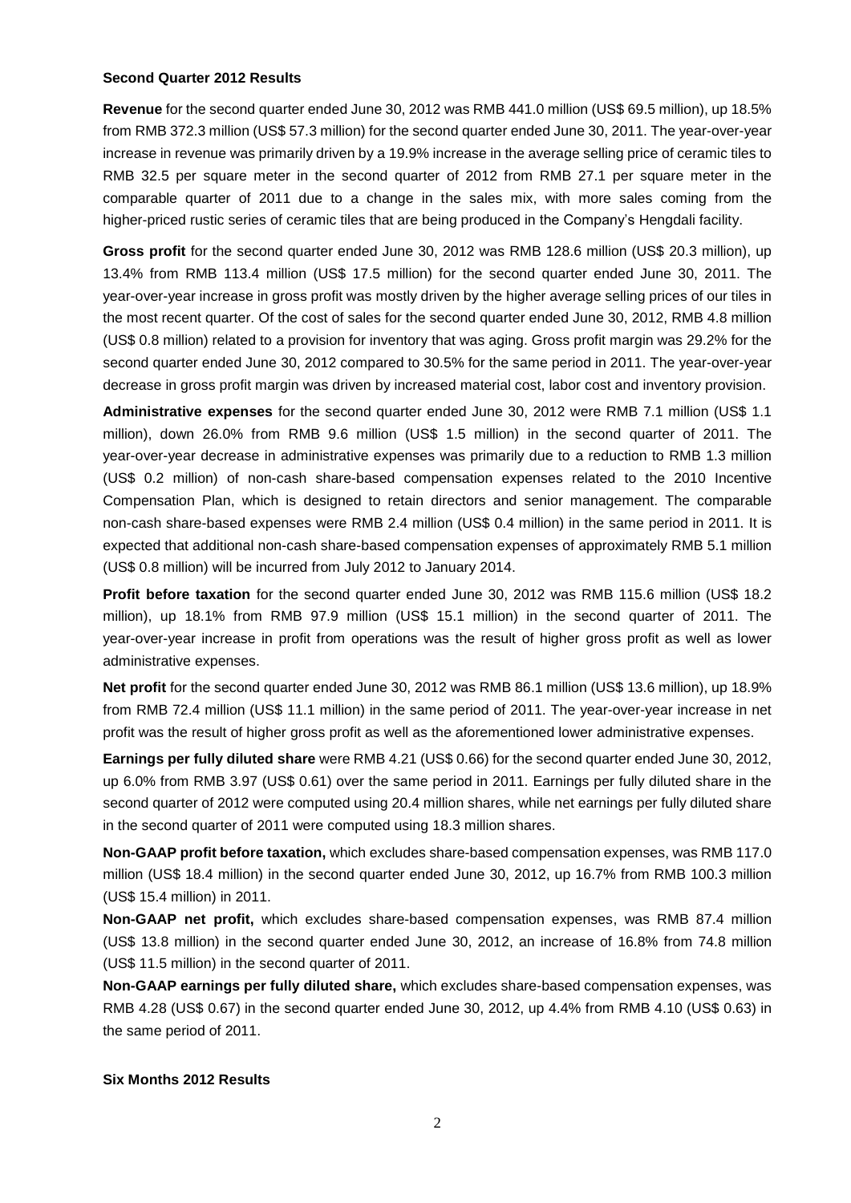### Second Quarter 2012 Results

**Revenue** for the second quarter ended June 30, 2012 was RMB 441.0 million (US$ 69.5 million), up 18.5% from RMB 372.3 million (US$ 57.3 million) for the second quarter ended June 30, 2011. The year-over-year increase in revenue was primarily driven by a 19.9% increase in the average selling price of ceramic tiles to RMB 32.5 per square meter in the second quarter of 2012 from RMB 27.1 per square meter in the comparable quarter of 2011 due to a change in the sales mix, with more sales coming from the higher-priced rustic series of ceramic tiles that are being produced in the Company's Hengdali facility.

**Gross profit** for the second quarter ended June 30, 2012 was RMB 128.6 million (US$ 20.3 million), up 13.4% from RMB 113.4 million (US$ 17.5 million) for the second quarter ended June 30, 2011. The year-over-year increase in gross profit was mostly driven by the higher average selling prices of our tiles in the most recent quarter. Of the cost of sales for the second quarter ended June 30, 2012, RMB 4.8 million (US$ 0.8 million) related to a provision for inventory that was aging. Gross profit margin was 29.2% for the second quarter ended June 30, 2012 compared to 30.5% for the same period in 2011. The year-over-year decrease in gross profit margin was driven by increased material cost, labor cost and inventory provision.

**Administrative expenses** for the second quarter ended June 30, 2012 were RMB 7.1 million (US$ 1.1 million), down 26.0% from RMB 9.6 million (US$ 1.5 million) in the second quarter of 2011. The year-over-year decrease in administrative expenses was primarily due to a reduction to RMB 1.3 million (US$ 0.2 million) of non-cash share-based compensation expenses related to the 2010 Incentive Compensation Plan, which is designed to retain directors and senior management. The comparable non-cash share-based expenses were RMB 2.4 million (US$ 0.4 million) in the same period in 2011. It is expected that additional non-cash share-based compensation expenses of approximately RMB 5.1 million (US$ 0.8 million) will be incurred from July 2012 to January 2014.

**Profit before taxation** for the second quarter ended June 30, 2012 was RMB 115.6 million (US$ 18.2 million), up 18.1% from RMB 97.9 million (US$ 15.1 million) in the second quarter of 2011. The year-over-year increase in profit from operations was the result of higher gross profit as well as lower administrative expenses.

**Net profit** for the second quarter ended June 30, 2012 was RMB 86.1 million (US$ 13.6 million), up 18.9% from RMB 72.4 million (US$ 11.1 million) in the same period of 2011. The year-over-year increase in net profit was the result of higher gross profit as well as the aforementioned lower administrative expenses.

**Earnings per fully diluted share** were RMB 4.21 (US$ 0.66) for the second quarter ended June 30, 2012, up 6.0% from RMB 3.97 (US$ 0.61) over the same period in 2011. Earnings per fully diluted share in the second quarter of 2012 were computed using 20.4 million shares, while net earnings per fully diluted share in the second quarter of 2011 were computed using 18.3 million shares.

**Non-GAAP profit before taxation,** which excludes share-based compensation expenses, was RMB 117.0 million (US$ 18.4 million) in the second quarter ended June 30, 2012, up 16.7% from RMB 100.3 million (US$ 15.4 million) in 2011.

**Non-GAAP net profit,** which excludes share-based compensation expenses, was RMB 87.4 million (US$ 13.8 million) in the second quarter ended June 30, 2012, an increase of 16.8% from 74.8 million (US$ 11.5 million) in the second quarter of 2011.

**Non-GAAP earnings per fully diluted share,** which excludes share-based compensation expenses, was RMB 4.28 (US$ 0.67) in the second quarter ended June 30, 2012, up 4.4% from RMB 4.10 (US$ 0.63) in the same period of 2011.

### Six Months 2012 Results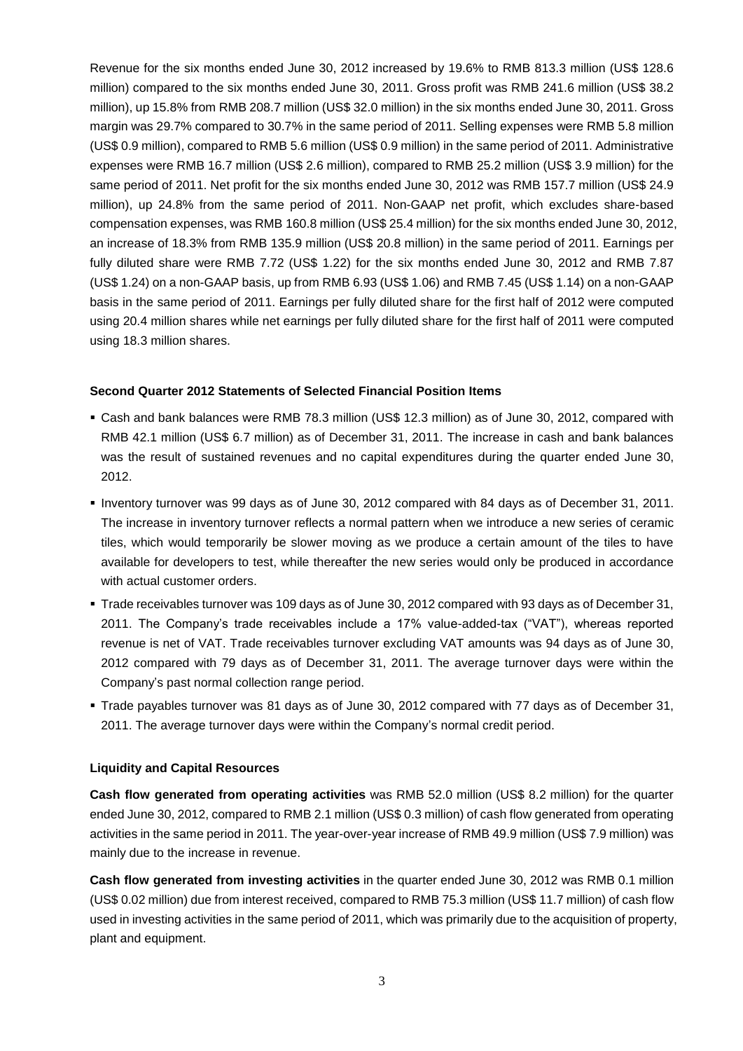Revenue for the six months ended June 30, 2012 increased by 19.6% to RMB 813.3 million (US$ 128.6 million) compared to the six months ended June 30, 2011. Gross profit was RMB 241.6 million (US$ 38.2 million), up 15.8% from RMB 208.7 million (US$ 32.0 million) in the six months ended June 30, 2011. Gross margin was 29.7% compared to 30.7% in the same period of 2011. Selling expenses were RMB 5.8 million (US$ 0.9 million), compared to RMB 5.6 million (US$ 0.9 million) in the same period of 2011. Administrative expenses were RMB 16.7 million (US$ 2.6 million), compared to RMB 25.2 million (US$ 3.9 million) for the same period of 2011. Net profit for the six months ended June 30, 2012 was RMB 157.7 million (US$ 24.9 million), up 24.8% from the same period of 2011. Non-GAAP net profit, which excludes share-based compensation expenses, was RMB 160.8 million (US$ 25.4 million) for the six months ended June 30, 2012, an increase of 18.3% from RMB 135.9 million (US$ 20.8 million) in the same period of 2011. Earnings per fully diluted share were RMB 7.72 (US$ 1.22) for the six months ended June 30, 2012 and RMB 7.87 (US$ 1.24) on a non-GAAP basis, up from RMB 6.93 (US$ 1.06) and RMB 7.45 (US$ 1.14) on a non-GAAP basis in the same period of 2011. Earnings per fully diluted share for the first half of 2012 were computed using 20.4 million shares while net earnings per fully diluted share for the first half of 2011 were computed using 18.3 million shares.

**Second Quarter 2012 Statements of Selected Financial Position Items**

- Cash and bank balances were RMB 78.3 million (US$ 12.3 million) as of June 30, 2012, compared with RMB 42.1 million (US$ 6.7 million) as of December 31, 2011. The increase in cash and bank balances was the result of sustained revenues and no capital expenditures during the quarter ended June 30, 2012.
- Inventory turnover was 99 days as of June 30, 2012 compared with 84 days as of December 31, 2011. The increase in inventory turnover reflects a normal pattern when we introduce a new series of ceramic tiles, which would temporarily be slower moving as we produce a certain amount of the tiles to have available for developers to test, while thereafter the new series would only be produced in accordance with actual customer orders.
- Trade receivables turnover was 109 days as of June 30, 2012 compared with 93 days as of December 31, 2011. The Company's trade receivables include a 17% value-added-tax ("VAT"), whereas reported revenue is net of VAT. Trade receivables turnover excluding VAT amounts was 94 days as of June 30, 2012 compared with 79 days as of December 31, 2011. The average turnover days were within the Company's past normal collection range period.
- Trade payables turnover was 81 days as of June 30, 2012 compared with 77 days as of December 31, 2011. The average turnover days were within the Company's normal credit period.

**Liquidity and Capital Resources**

**Cash flow generated from operating activities** was RMB 52.0 million (US$ 8.2 million) for the quarter ended June 30, 2012, compared to RMB 2.1 million (US$ 0.3 million) of cash flow generated from operating activities in the same period in 2011. The year-over-year increase of RMB 49.9 million (US$ 7.9 million) was mainly due to the increase in revenue.

**Cash flow generated from investing activities** in the quarter ended June 30, 2012 was RMB 0.1 million (US$ 0.02 million) due from interest received, compared to RMB 75.3 million (US$ 11.7 million) of cash flow used in investing activities in the same period of 2011, which was primarily due to the acquisition of property, plant and equipment.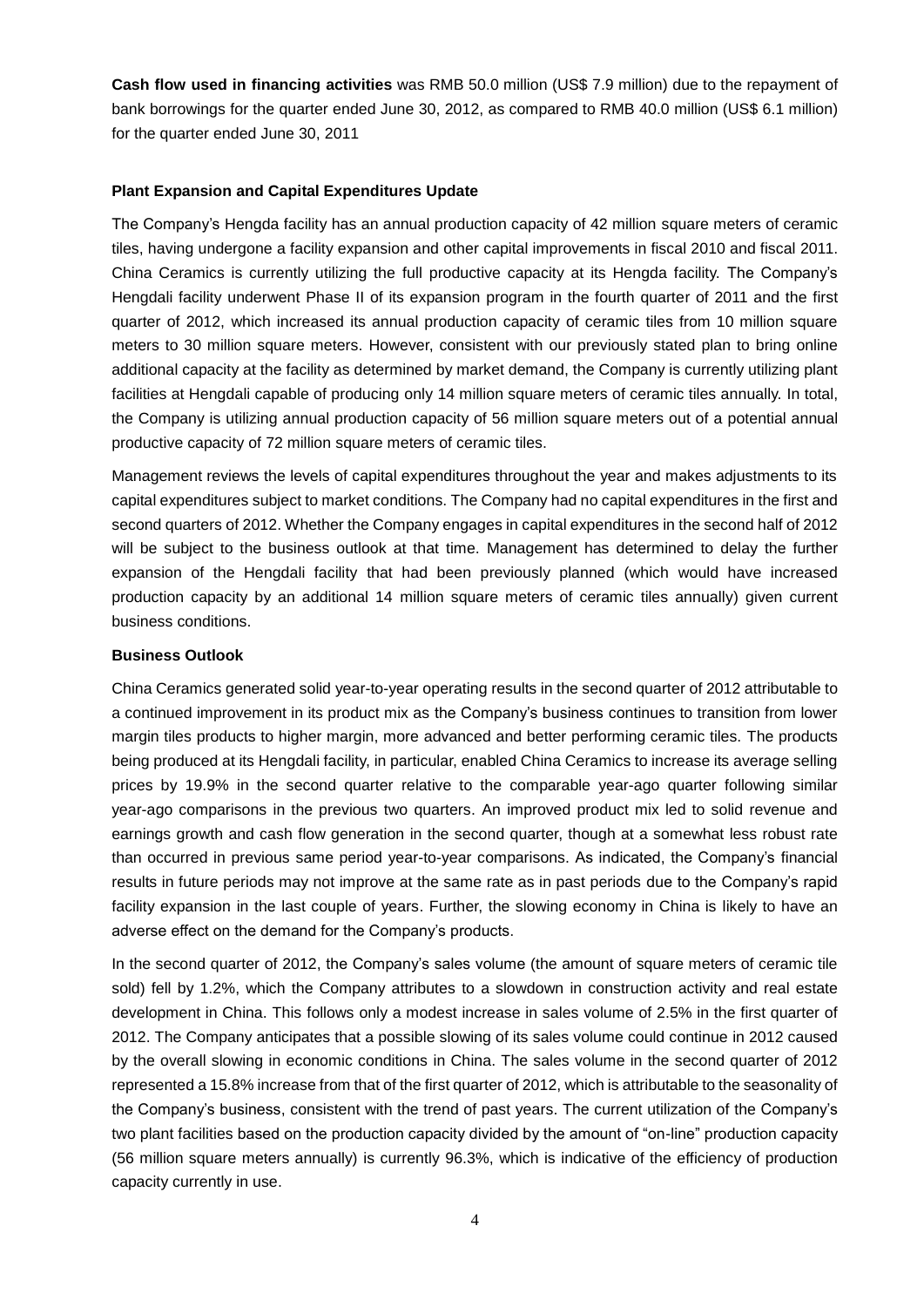**Cash flow used in financing activities** was RMB 50.0 million (US$ 7.9 million) due to the repayment of bank borrowings for the quarter ended June 30, 2012, as compared to RMB 40.0 million (US$ 6.1 million) for the quarter ended June 30, 2011

**Plant Expansion and Capital Expenditures Update**

The Company's Hengda facility has an annual production capacity of 42 million square meters of ceramic tiles, having undergone a facility expansion and other capital improvements in fiscal 2010 and fiscal 2011. China Ceramics is currently utilizing the full productive capacity at its Hengda facility. The Company's Hengdali facility underwent Phase II of its expansion program in the fourth quarter of 2011 and the first quarter of 2012, which increased its annual production capacity of ceramic tiles from 10 million square meters to 30 million square meters. However, consistent with our previously stated plan to bring online additional capacity at the facility as determined by market demand, the Company is currently utilizing plant facilities at Hengdali capable of producing only 14 million square meters of ceramic tiles annually. In total, the Company is utilizing annual production capacity of 56 million square meters out of a potential annual productive capacity of 72 million square meters of ceramic tiles.

Management reviews the levels of capital expenditures throughout the year and makes adjustments to its capital expenditures subject to market conditions. The Company had no capital expenditures in the first and second quarters of 2012. Whether the Company engages in capital expenditures in the second half of 2012 will be subject to the business outlook at that time. Management has determined to delay the further expansion of the Hengdali facility that had been previously planned (which would have increased production capacity by an additional 14 million square meters of ceramic tiles annually) given current business conditions.

**Business Outlook**

China Ceramics generated solid year-to-year operating results in the second quarter of 2012 attributable to a continued improvement in its product mix as the Company's business continues to transition from lower margin tiles products to higher margin, more advanced and better performing ceramic tiles. The products being produced at its Hengdali facility, in particular, enabled China Ceramics to increase its average selling prices by 19.9% in the second quarter relative to the comparable year-ago quarter following similar year-ago comparisons in the previous two quarters. An improved product mix led to solid revenue and earnings growth and cash flow generation in the second quarter, though at a somewhat less robust rate than occurred in previous same period year-to-year comparisons. As indicated, the Company's financial results in future periods may not improve at the same rate as in past periods due to the Company's rapid facility expansion in the last couple of years. Further, the slowing economy in China is likely to have an adverse effect on the demand for the Company's products.

In the second quarter of 2012, the Company's sales volume (the amount of square meters of ceramic tile sold) fell by 1.2%, which the Company attributes to a slowdown in construction activity and real estate development in China. This follows only a modest increase in sales volume of 2.5% in the first quarter of 2012. The Company anticipates that a possible slowing of its sales volume could continue in 2012 caused by the overall slowing in economic conditions in China. The sales volume in the second quarter of 2012 represented a 15.8% increase from that of the first quarter of 2012, which is attributable to the seasonality of the Company's business, consistent with the trend of past years. The current utilization of the Company's two plant facilities based on the production capacity divided by the amount of "on-line" production capacity (56 million square meters annually) is currently 96.3%, which is indicative of the efficiency of production capacity currently in use.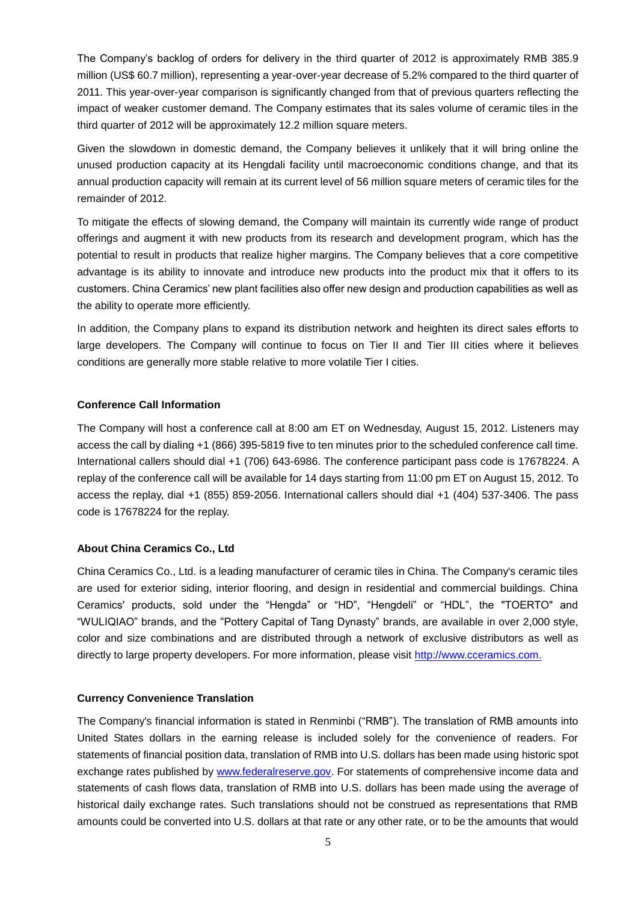The Company's backlog of orders for delivery in the third quarter of 2012 is approximately RMB 385.9 million (US$ 60.7 million), representing a year-over-year decrease of 5.2% compared to the third quarter of 2011. This year-over-year comparison is significantly changed from that of previous quarters reflecting the impact of weaker customer demand. The Company estimates that its sales volume of ceramic tiles in the third quarter of 2012 will be approximately 12.2 million square meters.

Given the slowdown in domestic demand, the Company believes it unlikely that it will bring online the unused production capacity at its Hengdali facility until macroeconomic conditions change, and that its annual production capacity will remain at its current level of 56 million square meters of ceramic tiles for the remainder of 2012.

To mitigate the effects of slowing demand, the Company will maintain its currently wide range of product offerings and augment it with new products from its research and development program, which has the potential to result in products that realize higher margins. The Company believes that a core competitive advantage is its ability to innovate and introduce new products into the product mix that it offers to its customers. China Ceramics' new plant facilities also offer new design and production capabilities as well as the ability to operate more efficiently.

In addition, the Company plans to expand its distribution network and heighten its direct sales efforts to large developers. The Company will continue to focus on Tier II and Tier III cities where it believes conditions are generally more stable relative to more volatile Tier I cities.

**Conference Call Information**

The Company will host a conference call at 8:00 am ET on Wednesday, August 15, 2012. Listeners may access the call by dialing +1 (866) 395-5819 five to ten minutes prior to the scheduled conference call time. International callers should dial +1 (706) 643-6986. The conference participant pass code is 17678224. A replay of the conference call will be available for 14 days starting from 11:00 pm ET on August 15, 2012. To access the replay, dial +1 (855) 859-2056. International callers should dial +1 (404) 537-3406. The pass code is 17678224 for the replay.

**About China Ceramics Co., Ltd**

China Ceramics Co., Ltd. is a leading manufacturer of ceramic tiles in China. The Company's ceramic tiles are used for exterior siding, interior flooring, and design in residential and commercial buildings. China Ceramics' products, sold under the "Hengda" or "HD", "Hengdeli" or "HDL", the "TOERTO" and "WULIQIAO" brands, and the "Pottery Capital of Tang Dynasty" brands, are available in over 2,000 style, color and size combinations and are distributed through a network of exclusive distributors as well as directly to large property developers. For more information, please visit http://www.cceramics.com.

**Currency Convenience Translation**

The Company's financial information is stated in Renminbi ("RMB"). The translation of RMB amounts into United States dollars in the earning release is included solely for the convenience of readers. For statements of financial position data, translation of RMB into U.S. dollars has been made using historic spot exchange rates published by www.federalreserve.gov. For statements of comprehensive income data and statements of cash flows data, translation of RMB into U.S. dollars has been made using the average of historical daily exchange rates. Such translations should not be construed as representations that RMB amounts could be converted into U.S. dollars at that rate or any other rate, or to be the amounts that would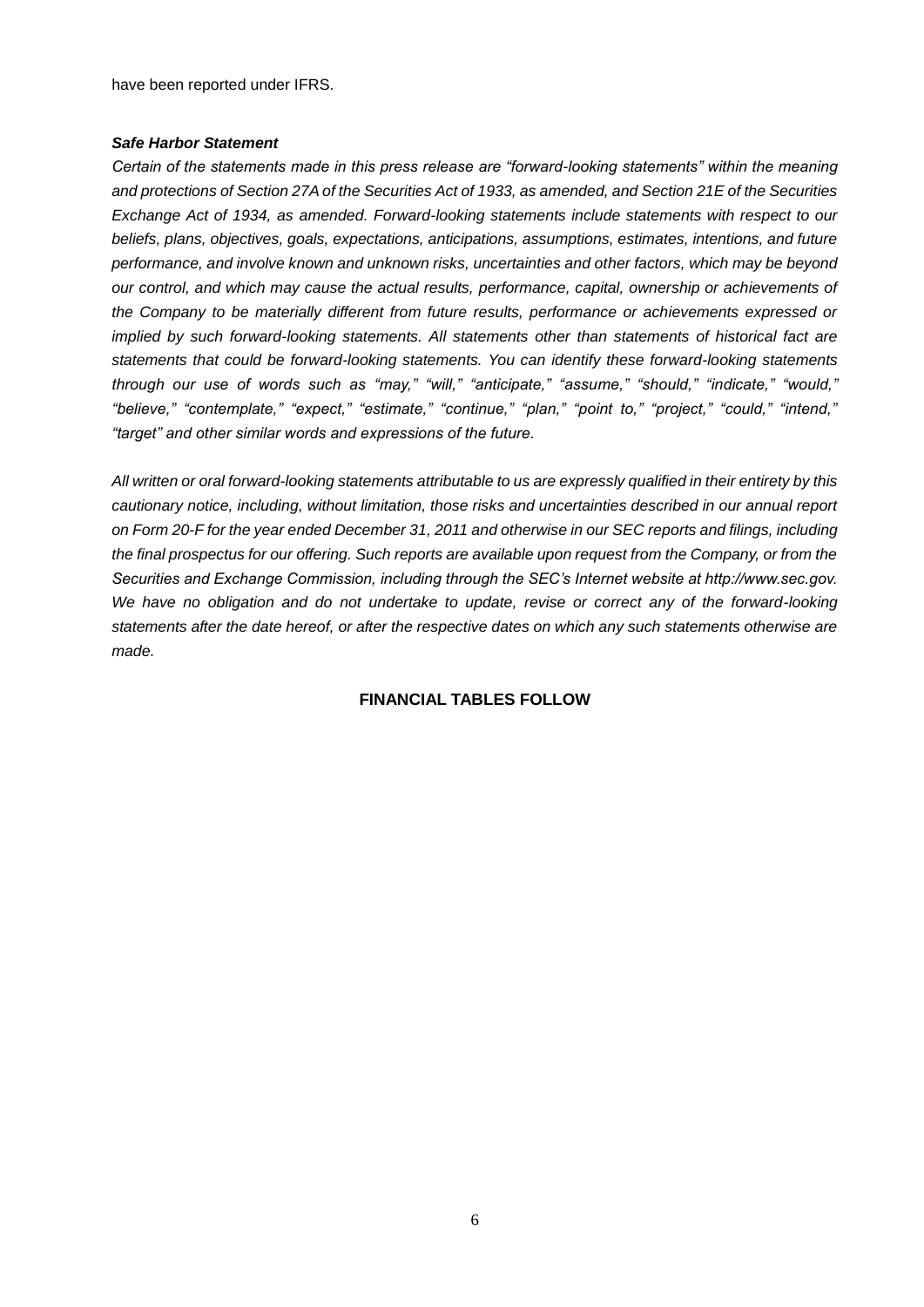have been reported under IFRS.

***Safe Harbor Statement***

*Certain of the statements made in this press release are "forward-looking statements" within the meaning and protections of Section 27A of the Securities Act of 1933, as amended, and Section 21E of the Securities Exchange Act of 1934, as amended. Forward-looking statements include statements with respect to our beliefs, plans, objectives, goals, expectations, anticipations, assumptions, estimates, intentions, and future performance, and involve known and unknown risks, uncertainties and other factors, which may be beyond our control, and which may cause the actual results, performance, capital, ownership or achievements of the Company to be materially different from future results, performance or achievements expressed or implied by such forward-looking statements. All statements other than statements of historical fact are statements that could be forward-looking statements. You can identify these forward-looking statements through our use of words such as "may," "will," "anticipate," "assume," "should," "indicate," "would," "believe," "contemplate," "expect," "estimate," "continue," "plan," "point to," "project," "could," "intend," "target" and other similar words and expressions of the future.*

*All written or oral forward-looking statements attributable to us are expressly qualified in their entirety by this cautionary notice, including, without limitation, those risks and uncertainties described in our annual report on Form 20-F for the year ended December 31, 2011 and otherwise in our SEC reports and filings, including the final prospectus for our offering. Such reports are available upon request from the Company, or from the Securities and Exchange Commission, including through the SEC's Internet website at http://www.sec.gov. We have no obligation and do not undertake to update, revise or correct any of the forward-looking statements after the date hereof, or after the respective dates on which any such statements otherwise are made.*

**FINANCIAL TABLES FOLLOW**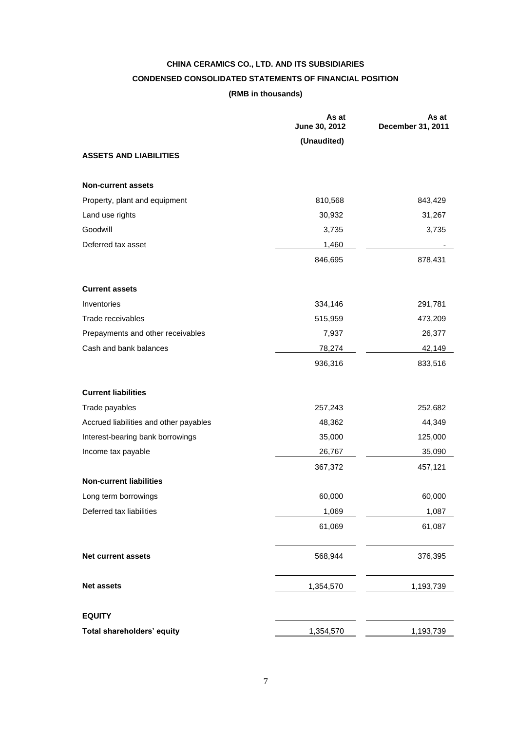# CHINA CERAMICS CO., LTD. AND ITS SUBSIDIARIES

## CONDENSED CONSOLIDATED STATEMENTS OF FINANCIAL POSITION

**(RMB in thousands)**

| | As at June 30, 2012 | As at December 31, 2011 |
|---|---|---|
| | (Unaudited) | |
| **ASSETS AND LIABILITIES** | | |
| **Non-current assets** | | |
| Property, plant and equipment | 810,568 | 843,429 |
| Land use rights | 30,932 | 31,267 |
| Goodwill | 3,735 | 3,735 |
| Deferred tax asset | 1,460 | - |
| | 846,695 | 878,431 |
| **Current assets** | | |
| Inventories | 334,146 | 291,781 |
| Trade receivables | 515,959 | 473,209 |
| Prepayments and other receivables | 7,937 | 26,377 |
| Cash and bank balances | 78,274 | 42,149 |
| | 936,316 | 833,516 |
| **Current liabilities** | | |
| Trade payables | 257,243 | 252,682 |
| Accrued liabilities and other payables | 48,362 | 44,349 |
| Interest-bearing bank borrowings | 35,000 | 125,000 |
| Income tax payable | 26,767 | 35,090 |
| | 367,372 | 457,121 |
| **Non-current liabilities** | | |
| Long term borrowings | 60,000 | 60,000 |
| Deferred tax liabilities | 1,069 | 1,087 |
| | 61,069 | 61,087 |
| **Net current assets** | 568,944 | 376,395 |
| **Net assets** | 1,354,570 | 1,193,739 |
| **EQUITY** | | |
| **Total shareholders' equity** | 1,354,570 | 1,193,739 |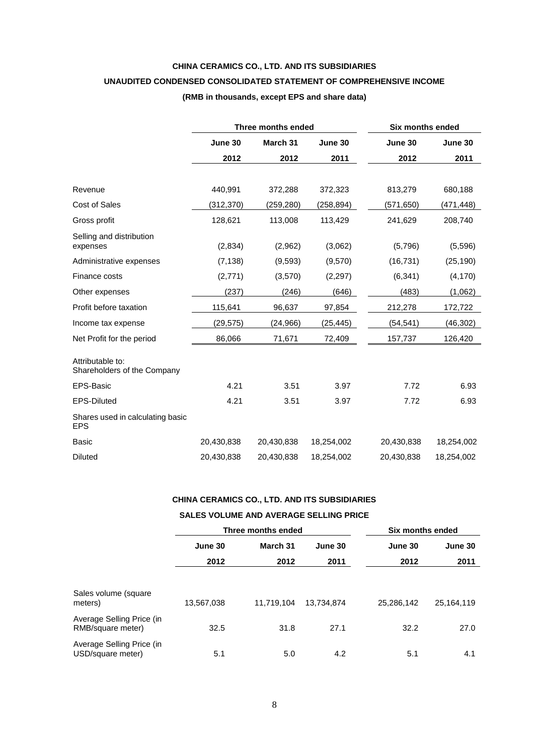**CHINA CERAMICS CO., LTD. AND ITS SUBSIDIARIES**

**UNAUDITED CONDENSED CONSOLIDATED STATEMENT OF COMPREHENSIVE INCOME**

**(RMB in thousands, except EPS and share data)**

| | Three months ended | | | Six months ended | |
|---|---|---|---|---|---|
| | June 30 2012 | March 31 2012 | June 30 2011 | June 30 2012 | June 30 2011 |
| Revenue | 440,991 | 372,288 | 372,323 | 813,279 | 680,188 |
| Cost of Sales | (312,370) | (259,280) | (258,894) | (571,650) | (471,448) |
| Gross profit | 128,621 | 113,008 | 113,429 | 241,629 | 208,740 |
| Selling and distribution expenses | (2,834) | (2,962) | (3,062) | (5,796) | (5,596) |
| Administrative expenses | (7,138) | (9,593) | (9,570) | (16,731) | (25,190) |
| Finance costs | (2,771) | (3,570) | (2,297) | (6,341) | (4,170) |
| Other expenses | (237) | (246) | (646) | (483) | (1,062) |
| Profit before taxation | 115,641 | 96,637 | 97,854 | 212,278 | 172,722 |
| Income tax expense | (29,575) | (24,966) | (25,445) | (54,541) | (46,302) |
| Net Profit for the period | 86,066 | 71,671 | 72,409 | 157,737 | 126,420 |
| Attributable to: Shareholders of the Company | | | | | |
| EPS-Basic | 4.21 | 3.51 | 3.97 | 7.72 | 6.93 |
| EPS-Diluted | 4.21 | 3.51 | 3.97 | 7.72 | 6.93 |
| Shares used in calculating basic EPS | | | | | |
| Basic | 20,430,838 | 20,430,838 | 18,254,002 | 20,430,838 | 18,254,002 |
| Diluted | 20,430,838 | 20,430,838 | 18,254,002 | 20,430,838 | 18,254,002 |

**CHINA CERAMICS CO., LTD. AND ITS SUBSIDIARIES**

**SALES VOLUME AND AVERAGE SELLING PRICE**

| | Three months ended | | | Six months ended | |
|---|---|---|---|---|---|
| | June 30 2012 | March 31 2012 | June 30 2011 | June 30 2012 | June 30 2011 |
| Sales volume (square meters) | 13,567,038 | 11,719,104 | 13,734,874 | 25,286,142 | 25,164,119 |
| Average Selling Price (in RMB/square meter) | 32.5 | 31.8 | 27.1 | 32.2 | 27.0 |
| Average Selling Price (in USD/square meter) | 5.1 | 5.0 | 4.2 | 5.1 | 4.1 |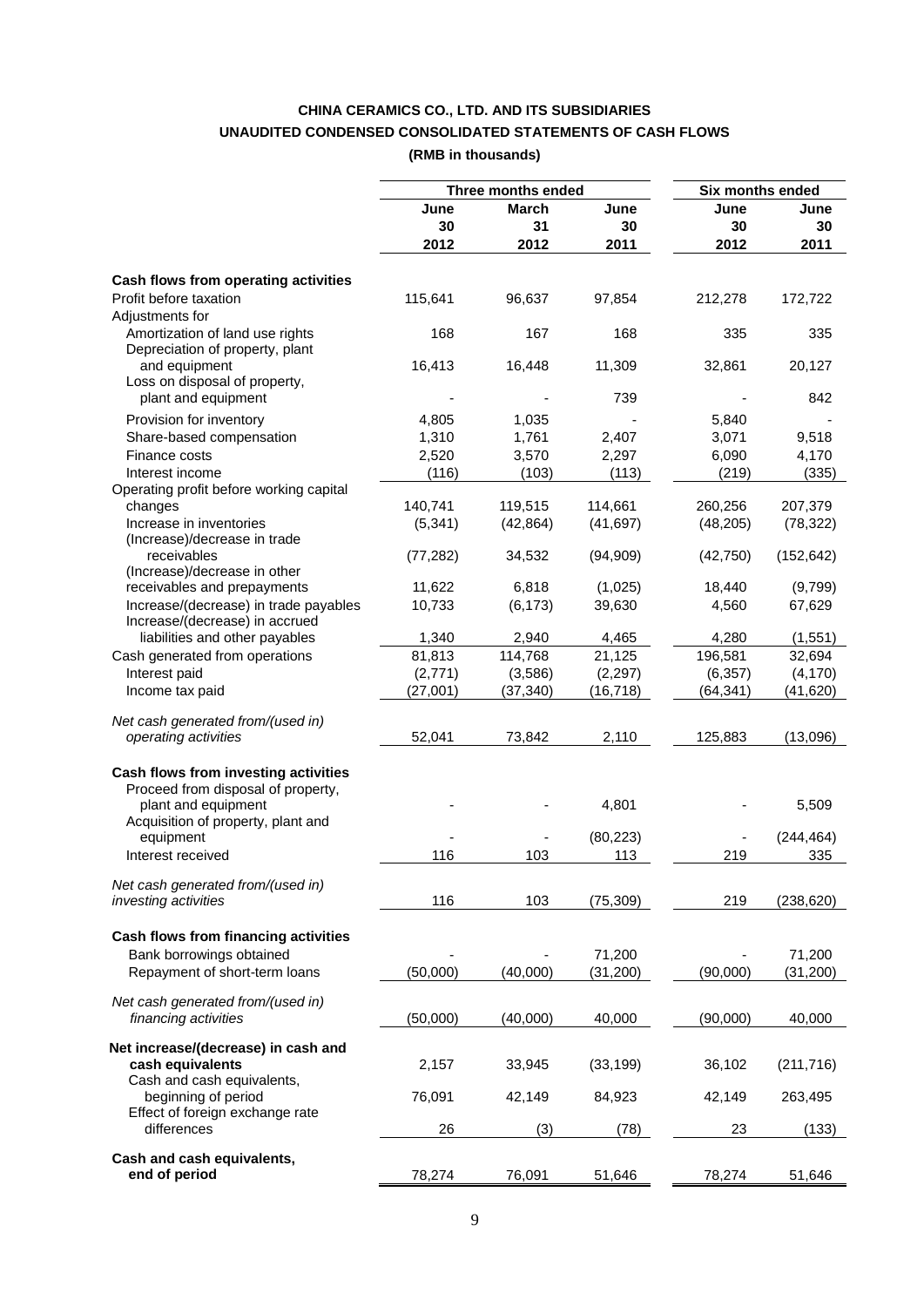**CHINA CERAMICS CO., LTD. AND ITS SUBSIDIARIES**

**UNAUDITED CONDENSED CONSOLIDATED STATEMENTS OF CASH FLOWS**

**(RMB in thousands)**

| | Three months ended | | | Six months ended | |
|---|---|---|---|---|---|
| | June 30 2012 | March 31 2012 | June 30 2011 | June 30 2012 | June 30 2011 |
| **Cash flows from operating activities** | | | | | |
| Profit before taxation | 115,641 | 96,637 | 97,854 | 212,278 | 172,722 |
| Adjustments for | | | | | |
| Amortization of land use rights | 168 | 167 | 168 | 335 | 335 |
| Depreciation of property, plant and equipment | 16,413 | 16,448 | 11,309 | 32,861 | 20,127 |
| Loss on disposal of property, plant and equipment | - | - | 739 | - | 842 |
| Provision for inventory | 4,805 | 1,035 | - | 5,840 | - |
| Share-based compensation | 1,310 | 1,761 | 2,407 | 3,071 | 9,518 |
| Finance costs | 2,520 | 3,570 | 2,297 | 6,090 | 4,170 |
| Interest income | (116) | (103) | (113) | (219) | (335) |
| Operating profit before working capital changes | 140,741 | 119,515 | 114,661 | 260,256 | 207,379 |
| Increase in inventories | (5,341) | (42,864) | (41,697) | (48,205) | (78,322) |
| (Increase)/decrease in trade receivables | (77,282) | 34,532 | (94,909) | (42,750) | (152,642) |
| (Increase)/decrease in other receivables and prepayments | 11,622 | 6,818 | (1,025) | 18,440 | (9,799) |
| Increase/(decrease) in trade payables | 10,733 | (6,173) | 39,630 | 4,560 | 67,629 |
| Increase/(decrease) in accrued liabilities and other payables | 1,340 | 2,940 | 4,465 | 4,280 | (1,551) |
| Cash generated from operations | 81,813 | 114,768 | 21,125 | 196,581 | 32,694 |
| Interest paid | (2,771) | (3,586) | (2,297) | (6,357) | (4,170) |
| Income tax paid | (27,001) | (37,340) | (16,718) | (64,341) | (41,620) |
| *Net cash generated from/(used in) operating activities* | 52,041 | 73,842 | 2,110 | 125,883 | (13,096) |
| **Cash flows from investing activities** | | | | | |
| Proceed from disposal of property, plant and equipment | - | - | 4,801 | - | 5,509 |
| Acquisition of property, plant and equipment | - | - | (80,223) | - | (244,464) |
| Interest received | 116 | 103 | 113 | 219 | 335 |
| *Net cash generated from/(used in) investing activities* | 116 | 103 | (75,309) | 219 | (238,620) |
| **Cash flows from financing activities** | | | | | |
| Bank borrowings obtained | - | - | 71,200 | - | 71,200 |
| Repayment of short-term loans | (50,000) | (40,000) | (31,200) | (90,000) | (31,200) |
| *Net cash generated from/(used in) financing activities* | (50,000) | (40,000) | 40,000 | (90,000) | 40,000 |
| **Net increase/(decrease) in cash and cash equivalents** | 2,157 | 33,945 | (33,199) | 36,102 | (211,716) |
| Cash and cash equivalents, beginning of period | 76,091 | 42,149 | 84,923 | 42,149 | 263,495 |
| Effect of foreign exchange rate differences | 26 | (3) | (78) | 23 | (133) |
| **Cash and cash equivalents, end of period** | 78,274 | 76,091 | 51,646 | 78,274 | 51,646 |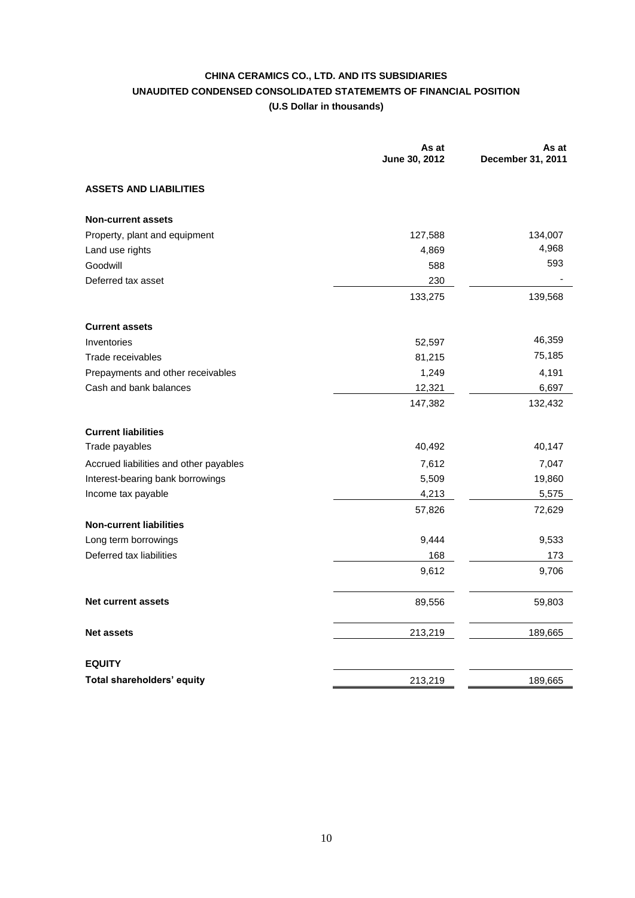**CHINA CERAMICS CO., LTD. AND ITS SUBSIDIARIES**

**UNAUDITED CONDENSED CONSOLIDATED STATEMEMTS OF FINANCIAL POSITION**

**(U.S Dollar in thousands)**

| | As at June 30, 2012 | As at December 31, 2011 |
|---|---|---|
| **ASSETS AND LIABILITIES** | | |
| **Non-current assets** | | |
| Property, plant and equipment | 127,588 | 134,007 |
| Land use rights | 4,869 | 4,968 |
| Goodwill | 588 | 593 |
| Deferred tax asset | 230 | - |
| | 133,275 | 139,568 |
| **Current assets** | | |
| Inventories | 52,597 | 46,359 |
| Trade receivables | 81,215 | 75,185 |
| Prepayments and other receivables | 1,249 | 4,191 |
| Cash and bank balances | 12,321 | 6,697 |
| | 147,382 | 132,432 |
| **Current liabilities** | | |
| Trade payables | 40,492 | 40,147 |
| Accrued liabilities and other payables | 7,612 | 7,047 |
| Interest-bearing bank borrowings | 5,509 | 19,860 |
| Income tax payable | 4,213 | 5,575 |
| | 57,826 | 72,629 |
| **Non-current liabilities** | | |
| Long term borrowings | 9,444 | 9,533 |
| Deferred tax liabilities | 168 | 173 |
| | 9,612 | 9,706 |
| **Net current assets** | 89,556 | 59,803 |
| **Net assets** | 213,219 | 189,665 |
| **EQUITY** | | |
| **Total shareholders' equity** | 213,219 | 189,665 |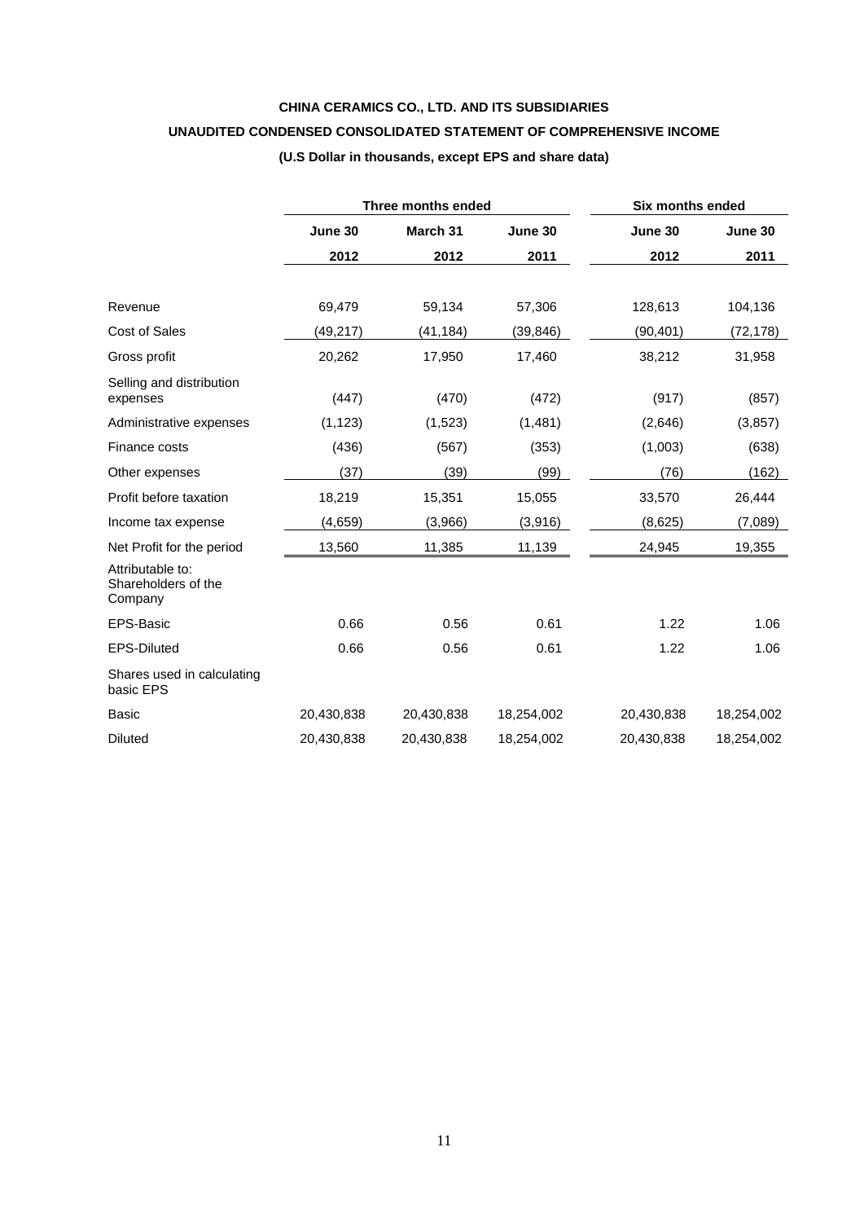**CHINA CERAMICS CO., LTD. AND ITS SUBSIDIARIES**

**UNAUDITED CONDENSED CONSOLIDATED STATEMENT OF COMPREHENSIVE INCOME**

**(U.S Dollar in thousands, except EPS and share data)**

| | Three months ended | | | Six months ended | |
|---|---|---|---|---|---|
| | June 30 2012 | March 31 2012 | June 30 2011 | June 30 2012 | June 30 2011 |
| Revenue | 69,479 | 59,134 | 57,306 | 128,613 | 104,136 |
| Cost of Sales | (49,217) | (41,184) | (39,846) | (90,401) | (72,178) |
| Gross profit | 20,262 | 17,950 | 17,460 | 38,212 | 31,958 |
| Selling and distribution expenses | (447) | (470) | (472) | (917) | (857) |
| Administrative expenses | (1,123) | (1,523) | (1,481) | (2,646) | (3,857) |
| Finance costs | (436) | (567) | (353) | (1,003) | (638) |
| Other expenses | (37) | (39) | (99) | (76) | (162) |
| Profit before taxation | 18,219 | 15,351 | 15,055 | 33,570 | 26,444 |
| Income tax expense | (4,659) | (3,966) | (3,916) | (8,625) | (7,089) |
| Net Profit for the period | 13,560 | 11,385 | 11,139 | 24,945 | 19,355 |
| Attributable to: Shareholders of the Company | | | | | |
| EPS-Basic | 0.66 | 0.56 | 0.61 | 1.22 | 1.06 |
| EPS-Diluted | 0.66 | 0.56 | 0.61 | 1.22 | 1.06 |
| Shares used in calculating basic EPS | | | | | |
| Basic | 20,430,838 | 20,430,838 | 18,254,002 | 20,430,838 | 18,254,002 |
| Diluted | 20,430,838 | 20,430,838 | 18,254,002 | 20,430,838 | 18,254,002 |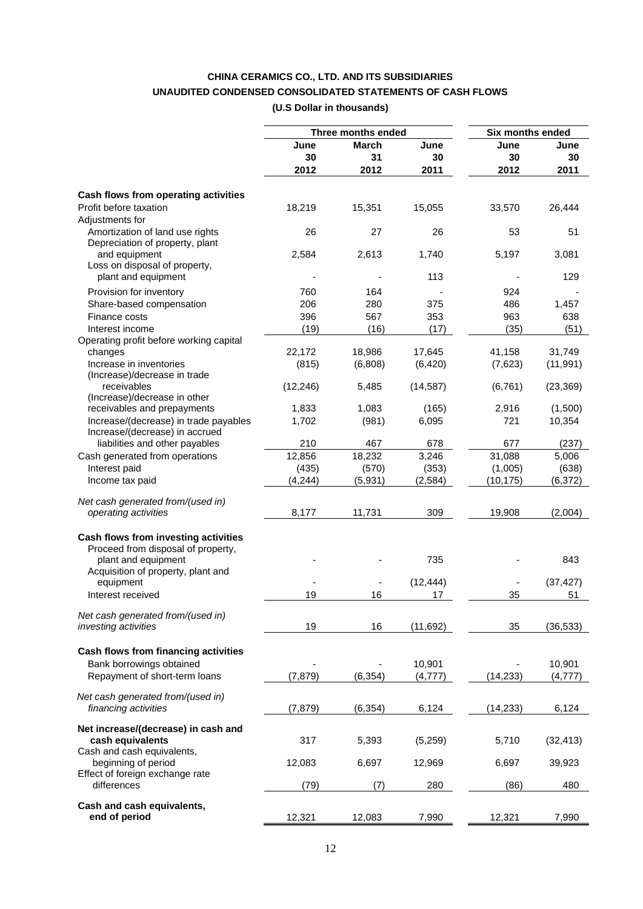**CHINA CERAMICS CO., LTD. AND ITS SUBSIDIARIES**

**UNAUDITED CONDENSED CONSOLIDATED STATEMENTS OF CASH FLOWS**

**(U.S Dollar in thousands)**

| | Three months ended | | | Six months ended | |
|---|---|---|---|---|---|
| | June 30 2012 | March 31 2012 | June 30 2011 | June 30 2012 | June 30 2011 |
| **Cash flows from operating activities** | | | | | |
| Profit before taxation | 18,219 | 15,351 | 15,055 | 33,570 | 26,444 |
| Adjustments for | | | | | |
| Amortization of land use rights | 26 | 27 | 26 | 53 | 51 |
| Depreciation of property, plant and equipment | 2,584 | 2,613 | 1,740 | 5,197 | 3,081 |
| Loss on disposal of property, plant and equipment | - | - | 113 | - | 129 |
| Provision for inventory | 760 | 164 | - | 924 | - |
| Share-based compensation | 206 | 280 | 375 | 486 | 1,457 |
| Finance costs | 396 | 567 | 353 | 963 | 638 |
| Interest income | (19) | (16) | (17) | (35) | (51) |
| Operating profit before working capital changes | 22,172 | 18,986 | 17,645 | 41,158 | 31,749 |
| Increase in inventories | (815) | (6,808) | (6,420) | (7,623) | (11,991) |
| (Increase)/decrease in trade receivables | (12,246) | 5,485 | (14,587) | (6,761) | (23,369) |
| (Increase)/decrease in other receivables and prepayments | 1,833 | 1,083 | (165) | 2,916 | (1,500) |
| Increase/(decrease) in trade payables | 1,702 | (981) | 6,095 | 721 | 10,354 |
| Increase/(decrease) in accrued liabilities and other payables | 210 | 467 | 678 | 677 | (237) |
| Cash generated from operations | 12,856 | 18,232 | 3,246 | 31,088 | 5,006 |
| Interest paid | (435) | (570) | (353) | (1,005) | (638) |
| Income tax paid | (4,244) | (5,931) | (2,584) | (10,175) | (6,372) |
| *Net cash generated from/(used in) operating activities* | 8,177 | 11,731 | 309 | 19,908 | (2,004) |
| **Cash flows from investing activities** | | | | | |
| Proceed from disposal of property, plant and equipment | - | - | 735 | - | 843 |
| Acquisition of property, plant and equipment | - | - | (12,444) | - | (37,427) |
| Interest received | 19 | 16 | 17 | 35 | 51 |
| *Net cash generated from/(used in) investing activities* | 19 | 16 | (11,692) | 35 | (36,533) |
| **Cash flows from financing activities** | | | | | |
| Bank borrowings obtained | - | - | 10,901 | - | 10,901 |
| Repayment of short-term loans | (7,879) | (6,354) | (4,777) | (14,233) | (4,777) |
| *Net cash generated from/(used in) financing activities* | (7,879) | (6,354) | 6,124 | (14,233) | 6,124 |
| **Net increase/(decrease) in cash and cash equivalents** | 317 | 5,393 | (5,259) | 5,710 | (32,413) |
| Cash and cash equivalents, beginning of period | 12,083 | 6,697 | 12,969 | 6,697 | 39,923 |
| Effect of foreign exchange rate differences | (79) | (7) | 280 | (86) | 480 |
| **Cash and cash equivalents, end of period** | 12,321 | 12,083 | 7,990 | 12,321 | 7,990 |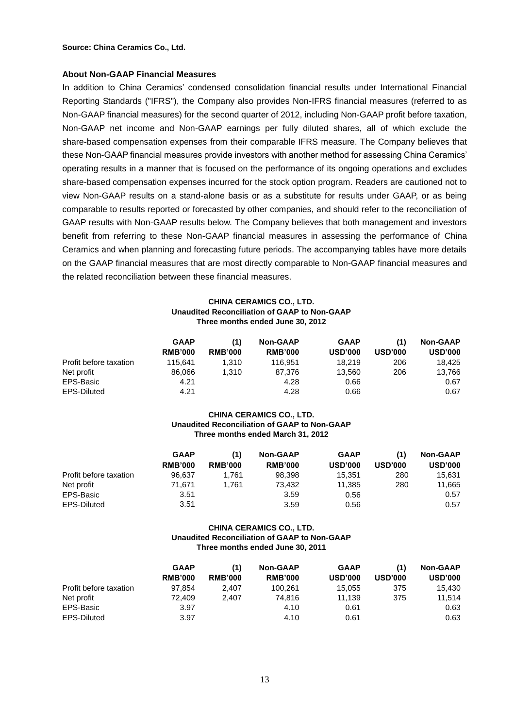**Source: China Ceramics Co., Ltd.**

**About Non-GAAP Financial Measures**

In addition to China Ceramics' condensed consolidation financial results under International Financial Reporting Standards ("IFRS"), the Company also provides Non-IFRS financial measures (referred to as Non-GAAP financial measures) for the second quarter of 2012, including Non-GAAP profit before taxation, Non-GAAP net income and Non-GAAP earnings per fully diluted shares, all of which exclude the share-based compensation expenses from their comparable IFRS measure. The Company believes that these Non-GAAP financial measures provide investors with another method for assessing China Ceramics' operating results in a manner that is focused on the performance of its ongoing operations and excludes share-based compensation expenses incurred for the stock option program. Readers are cautioned not to view Non-GAAP results on a stand-alone basis or as a substitute for results under GAAP, or as being comparable to results reported or forecasted by other companies, and should refer to the reconciliation of GAAP results with Non-GAAP results below. The Company believes that both management and investors benefit from referring to these Non-GAAP financial measures in assessing the performance of China Ceramics and when planning and forecasting future periods. The accompanying tables have more details on the GAAP financial measures that are most directly comparable to Non-GAAP financial measures and the related reconciliation between these financial measures.

**CHINA CERAMICS CO., LTD.**
**Unaudited Reconciliation of GAAP to Non-GAAP**
**Three months ended June 30, 2012**

| | GAAP | (1) | Non-GAAP | GAAP | (1) | Non-GAAP |
|---|---|---|---|---|---|---|
| | RMB'000 | RMB'000 | RMB'000 | USD'000 | USD'000 | USD'000 |
| Profit before taxation | 115,641 | 1,310 | 116,951 | 18,219 | 206 | 18,425 |
| Net profit | 86,066 | 1,310 | 87,376 | 13,560 | 206 | 13,766 |
| EPS-Basic | 4.21 | | 4.28 | 0.66 | | 0.67 |
| EPS-Diluted | 4.21 | | 4.28 | 0.66 | | 0.67 |

**CHINA CERAMICS CO., LTD.**
**Unaudited Reconciliation of GAAP to Non-GAAP**
**Three months ended March 31, 2012**

| | GAAP | (1) | Non-GAAP | GAAP | (1) | Non-GAAP |
|---|---|---|---|---|---|---|
| | RMB'000 | RMB'000 | RMB'000 | USD'000 | USD'000 | USD'000 |
| Profit before taxation | 96,637 | 1,761 | 98,398 | 15,351 | 280 | 15,631 |
| Net profit | 71,671 | 1,761 | 73,432 | 11,385 | 280 | 11,665 |
| EPS-Basic | 3.51 | | 3.59 | 0.56 | | 0.57 |
| EPS-Diluted | 3.51 | | 3.59 | 0.56 | | 0.57 |

**CHINA CERAMICS CO., LTD.**
**Unaudited Reconciliation of GAAP to Non-GAAP**
**Three months ended June 30, 2011**

| | GAAP | (1) | Non-GAAP | GAAP | (1) | Non-GAAP |
|---|---|---|---|---|---|---|
| | RMB'000 | RMB'000 | RMB'000 | USD'000 | USD'000 | USD'000 |
| Profit before taxation | 97,854 | 2,407 | 100,261 | 15,055 | 375 | 15,430 |
| Net profit | 72,409 | 2,407 | 74,816 | 11,139 | 375 | 11,514 |
| EPS-Basic | 3.97 | | 4.10 | 0.61 | | 0.63 |
| EPS-Diluted | 3.97 | | 4.10 | 0.61 | | 0.63 |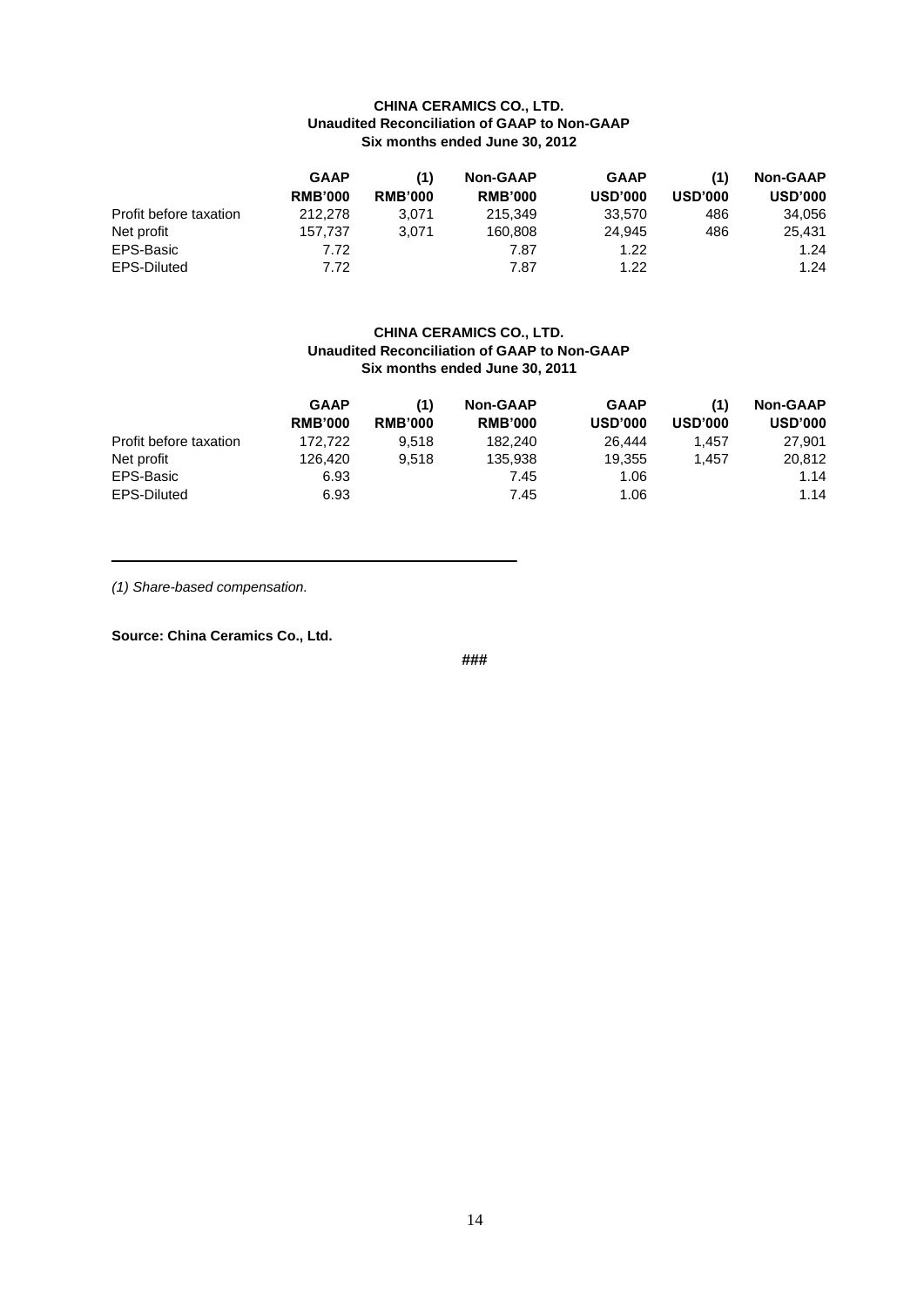**CHINA CERAMICS CO., LTD.**
**Unaudited Reconciliation of GAAP to Non-GAAP**
**Six months ended June 30, 2012**

| | GAAP RMB'000 | (1) RMB'000 | Non-GAAP RMB'000 | GAAP USD'000 | (1) USD'000 | Non-GAAP USD'000 |
|---|---|---|---|---|---|---|
| Profit before taxation | 212,278 | 3,071 | 215,349 | 33,570 | 486 | 34,056 |
| Net profit | 157,737 | 3,071 | 160,808 | 24,945 | 486 | 25,431 |
| EPS-Basic | 7.72 | | 7.87 | 1.22 | | 1.24 |
| EPS-Diluted | 7.72 | | 7.87 | 1.22 | | 1.24 |

**CHINA CERAMICS CO., LTD.**
**Unaudited Reconciliation of GAAP to Non-GAAP**
**Six months ended June 30, 2011**

| | GAAP RMB'000 | (1) RMB'000 | Non-GAAP RMB'000 | GAAP USD'000 | (1) USD'000 | Non-GAAP USD'000 |
|---|---|---|---|---|---|---|
| Profit before taxation | 172,722 | 9,518 | 182,240 | 26,444 | 1,457 | 27,901 |
| Net profit | 126,420 | 9,518 | 135,938 | 19,355 | 1,457 | 20,812 |
| EPS-Basic | 6.93 | | 7.45 | 1.06 | | 1.14 |
| EPS-Diluted | 6.93 | | 7.45 | 1.06 | | 1.14 |

*(1) Share-based compensation.*

**Source: China Ceramics Co., Ltd.**

###